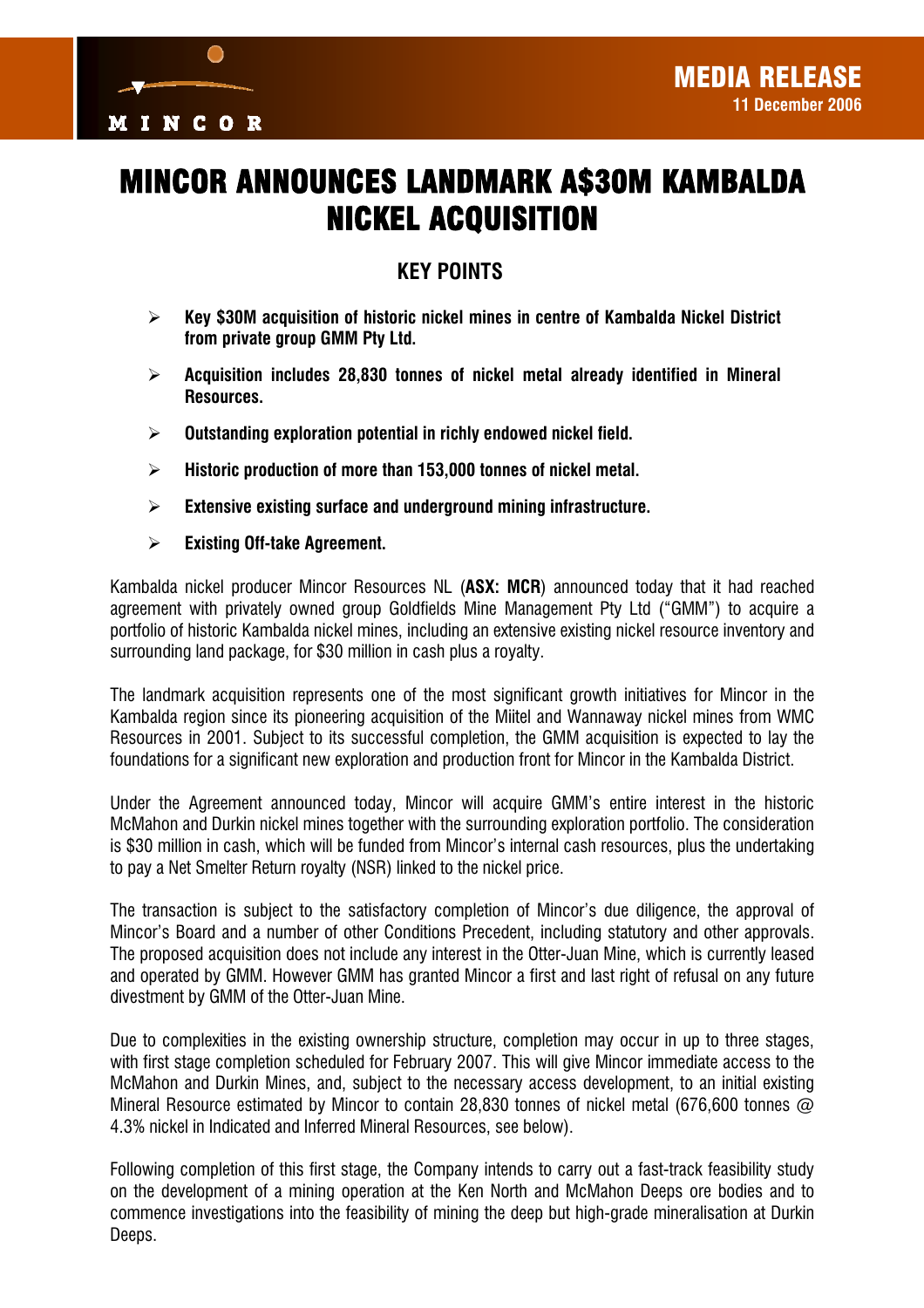MINCOR

**MEDIA RELEASE**
**11 December 2006**

# MINCOR ANNOUNCES LANDMARK A$30M KAMBALDA NICKEL ACQUISITION

## KEY POINTS

- **Key $30M acquisition of historic nickel mines in centre of Kambalda Nickel District from private group GMM Pty Ltd.**
- **Acquisition includes 28,830 tonnes of nickel metal already identified in Mineral Resources.**
- **Outstanding exploration potential in richly endowed nickel field.**
- **Historic production of more than 153,000 tonnes of nickel metal.**
- **Extensive existing surface and underground mining infrastructure.**
- **Existing Off-take Agreement.**

Kambalda nickel producer Mincor Resources NL (**ASX: MCR**) announced today that it had reached agreement with privately owned group Goldfields Mine Management Pty Ltd ("GMM") to acquire a portfolio of historic Kambalda nickel mines, including an extensive existing nickel resource inventory and surrounding land package, for $30 million in cash plus a royalty.

The landmark acquisition represents one of the most significant growth initiatives for Mincor in the Kambalda region since its pioneering acquisition of the Miitel and Wannaway nickel mines from WMC Resources in 2001. Subject to its successful completion, the GMM acquisition is expected to lay the foundations for a significant new exploration and production front for Mincor in the Kambalda District.

Under the Agreement announced today, Mincor will acquire GMM's entire interest in the historic McMahon and Durkin nickel mines together with the surrounding exploration portfolio. The consideration is $30 million in cash, which will be funded from Mincor's internal cash resources, plus the undertaking to pay a Net Smelter Return royalty (NSR) linked to the nickel price.

The transaction is subject to the satisfactory completion of Mincor's due diligence, the approval of Mincor's Board and a number of other Conditions Precedent, including statutory and other approvals. The proposed acquisition does not include any interest in the Otter-Juan Mine, which is currently leased and operated by GMM. However GMM has granted Mincor a first and last right of refusal on any future divestment by GMM of the Otter-Juan Mine.

Due to complexities in the existing ownership structure, completion may occur in up to three stages, with first stage completion scheduled for February 2007. This will give Mincor immediate access to the McMahon and Durkin Mines, and, subject to the necessary access development, to an initial existing Mineral Resource estimated by Mincor to contain 28,830 tonnes of nickel metal (676,600 tonnes @ 4.3% nickel in Indicated and Inferred Mineral Resources, see below).

Following completion of this first stage, the Company intends to carry out a fast-track feasibility study on the development of a mining operation at the Ken North and McMahon Deeps ore bodies and to commence investigations into the feasibility of mining the deep but high-grade mineralisation at Durkin Deeps.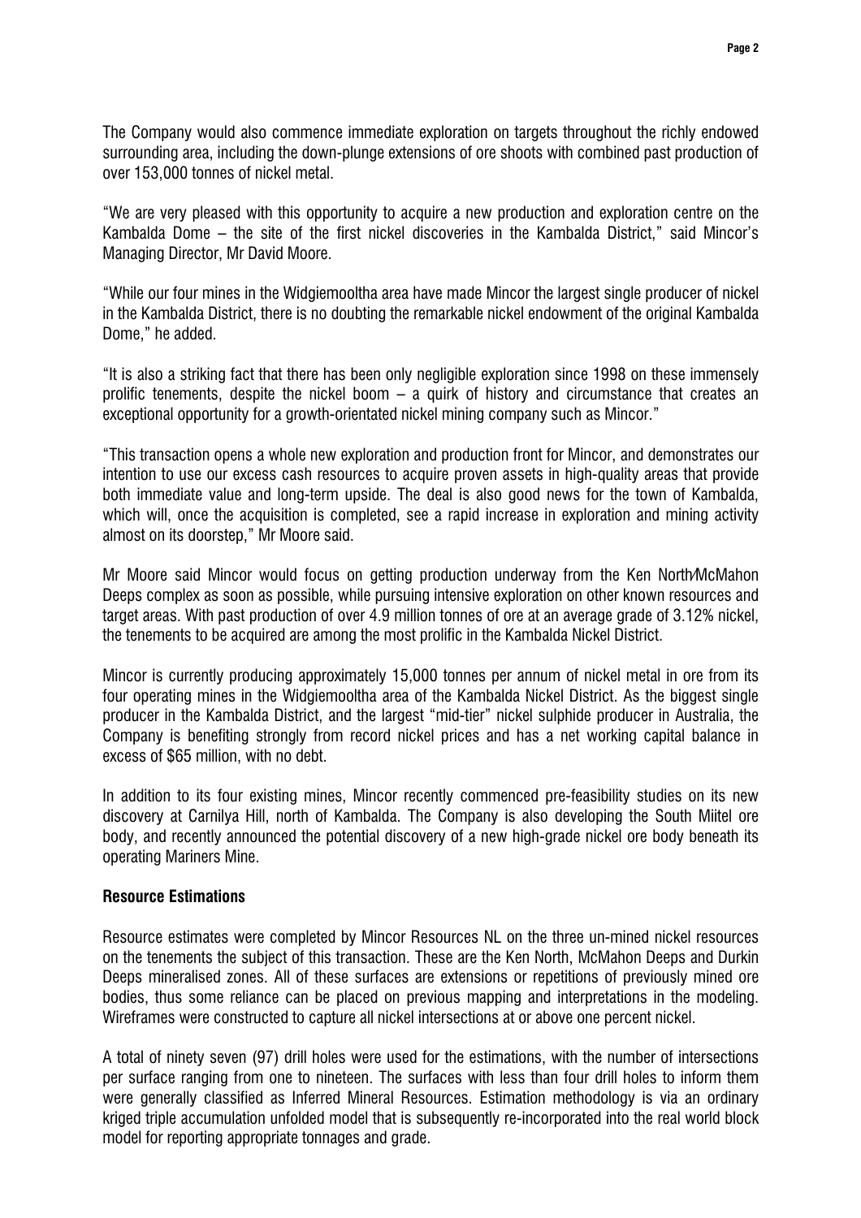The Company would also commence immediate exploration on targets throughout the richly endowed surrounding area, including the down-plunge extensions of ore shoots with combined past production of over 153,000 tonnes of nickel metal.

"We are very pleased with this opportunity to acquire a new production and exploration centre on the Kambalda Dome – the site of the first nickel discoveries in the Kambalda District," said Mincor's Managing Director, Mr David Moore.

"While our four mines in the Widgiemooltha area have made Mincor the largest single producer of nickel in the Kambalda District, there is no doubting the remarkable nickel endowment of the original Kambalda Dome," he added.

"It is also a striking fact that there has been only negligible exploration since 1998 on these immensely prolific tenements, despite the nickel boom – a quirk of history and circumstance that creates an exceptional opportunity for a growth-orientated nickel mining company such as Mincor."

"This transaction opens a whole new exploration and production front for Mincor, and demonstrates our intention to use our excess cash resources to acquire proven assets in high-quality areas that provide both immediate value and long-term upside. The deal is also good news for the town of Kambalda, which will, once the acquisition is completed, see a rapid increase in exploration and mining activity almost on its doorstep," Mr Moore said.

Mr Moore said Mincor would focus on getting production underway from the Ken North/McMahon Deeps complex as soon as possible, while pursuing intensive exploration on other known resources and target areas. With past production of over 4.9 million tonnes of ore at an average grade of 3.12% nickel, the tenements to be acquired are among the most prolific in the Kambalda Nickel District.

Mincor is currently producing approximately 15,000 tonnes per annum of nickel metal in ore from its four operating mines in the Widgiemooltha area of the Kambalda Nickel District. As the biggest single producer in the Kambalda District, and the largest "mid-tier" nickel sulphide producer in Australia, the Company is benefiting strongly from record nickel prices and has a net working capital balance in excess of $65 million, with no debt.

In addition to its four existing mines, Mincor recently commenced pre-feasibility studies on its new discovery at Carnilya Hill, north of Kambalda. The Company is also developing the South Miitel ore body, and recently announced the potential discovery of a new high-grade nickel ore body beneath its operating Mariners Mine.

## Resource Estimations

Resource estimates were completed by Mincor Resources NL on the three un-mined nickel resources on the tenements the subject of this transaction. These are the Ken North, McMahon Deeps and Durkin Deeps mineralised zones. All of these surfaces are extensions or repetitions of previously mined ore bodies, thus some reliance can be placed on previous mapping and interpretations in the modeling. Wireframes were constructed to capture all nickel intersections at or above one percent nickel.

A total of ninety seven (97) drill holes were used for the estimations, with the number of intersections per surface ranging from one to nineteen. The surfaces with less than four drill holes to inform them were generally classified as Inferred Mineral Resources. Estimation methodology is via an ordinary kriged triple accumulation unfolded model that is subsequently re-incorporated into the real world block model for reporting appropriate tonnages and grade.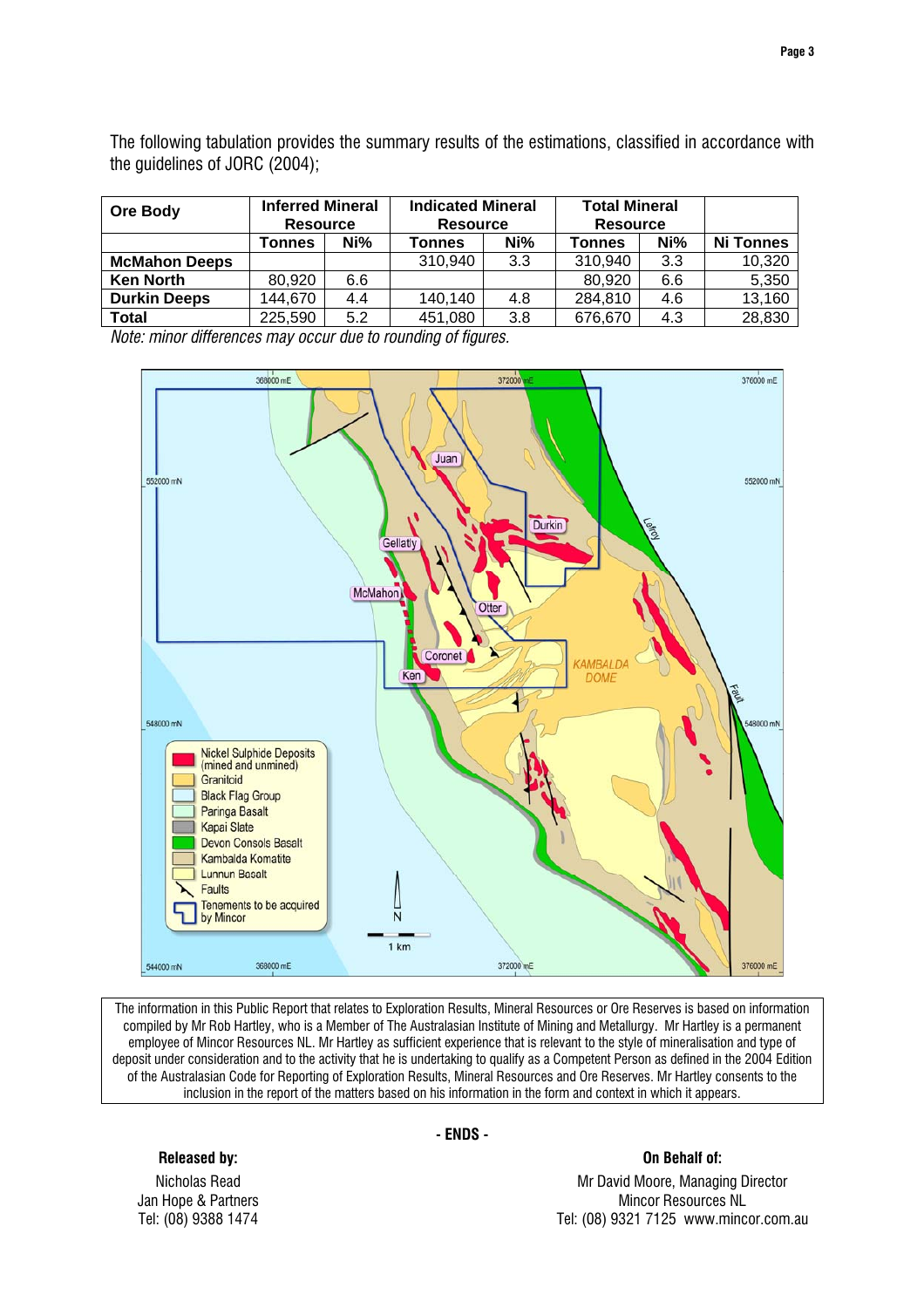The following tabulation provides the summary results of the estimations, classified in accordance with the guidelines of JORC (2004);

| Ore Body | Inferred Mineral Resource | | Indicated Mineral Resource | | Total Mineral Resource | | |
|---|---|---|---|---|---|---|---|
| | Tonnes | Ni% | Tonnes | Ni% | Tonnes | Ni% | Ni Tonnes |
| McMahon Deeps | | | 310,940 | 3.3 | 310,940 | 3.3 | 10,320 |
| Ken North | 80,920 | 6.6 | | | 80,920 | 6.6 | 5,350 |
| Durkin Deeps | 144,670 | 4.4 | 140,140 | 4.8 | 284,810 | 4.6 | 13,160 |
| Total | 225,590 | 5.2 | 451,080 | 3.8 | 676,670 | 4.3 | 28,830 |

*Note: minor differences may occur due to rounding of figures.*

368000 mE
372000 mE
376000 mE
552000 mN
548000 mN
544000 mN
Juan
Durkin
Gellatly
McMahon
Otter
Coronet
Ken
KAMBALDA DOME
Lefroy Fault
Nickel Sulphide Deposits (mined and unmined)
Granitoid
Black Flag Group
Paringa Basalt
Kapai Slate
Devon Consols Basalt
Kambalda Komatite
Lunnun Basalt
Faults
Tenements to be acquired by Mincor
N
1 km

The information in this Public Report that relates to Exploration Results, Mineral Resources or Ore Reserves is based on information compiled by Mr Rob Hartley, who is a Member of The Australasian Institute of Mining and Metallurgy. Mr Hartley is a permanent employee of Mincor Resources NL. Mr Hartley as sufficient experience that is relevant to the style of mineralisation and type of deposit under consideration and to the activity that he is undertaking to qualify as a Competent Person as defined in the 2004 Edition of the Australasian Code for Reporting of Exploration Results, Mineral Resources and Ore Reserves. Mr Hartley consents to the inclusion in the report of the matters based on his information in the form and context in which it appears.

**- ENDS -**

**Released by:**
Nicholas Read
Jan Hope & Partners
Tel: (08) 9388 1474

**On Behalf of:**
Mr David Moore, Managing Director
Mincor Resources NL
Tel: (08) 9321 7125 www.mincor.com.au